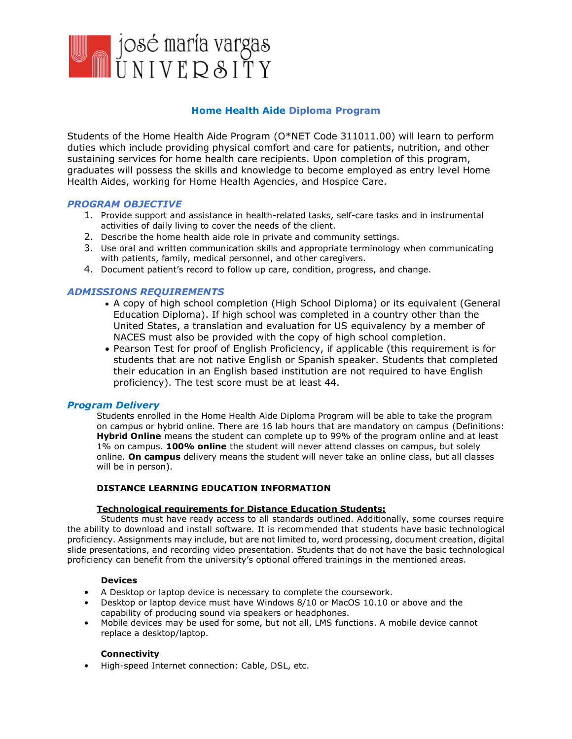# Home Health Aide Diploma Program

Students of the Home Health Aide Program (O*NET Code 311011.00) will learn to perform duties which include providing physical comfort and care for patients, nutrition, and other sustaining services for home health care recipients. Upon completion of this program, graduates will possess the skills and knowledge to become employed as entry level Home Health Aides, working for Home Health Agencies, and Hospice Care.

## *PROGRAM OBJECTIVE*

1. Provide support and assistance in health-related tasks, self-care tasks and in instrumental activities of daily living to cover the needs of the client.
2. Describe the home health aide role in private and community settings.
3. Use oral and written communication skills and appropriate terminology when communicating with patients, family, medical personnel, and other caregivers.
4. Document patient's record to follow up care, condition, progress, and change.

## *ADMISSIONS REQUIREMENTS*

- A copy of high school completion (High School Diploma) or its equivalent (General Education Diploma). If high school was completed in a country other than the United States, a translation and evaluation for US equivalency by a member of NACES must also be provided with the copy of high school completion.
- Pearson Test for proof of English Proficiency, if applicable (this requirement is for students that are not native English or Spanish speaker. Students that completed their education in an English based institution are not required to have English proficiency). The test score must be at least 44.

## *Program Delivery*

Students enrolled in the Home Health Aide Diploma Program will be able to take the program on campus or hybrid online. There are 16 lab hours that are mandatory on campus (Definitions: **Hybrid Online** means the student can complete up to 99% of the program online and at least 1% on campus. **100% online** the student will never attend classes on campus, but solely online. **On campus** delivery means the student will never take an online class, but all classes will be in person).

### DISTANCE LEARNING EDUCATION INFORMATION

**Technological requirements for Distance Education Students:**

Students must have ready access to all standards outlined. Additionally, some courses require the ability to download and install software. It is recommended that students have basic technological proficiency. Assignments may include, but are not limited to, word processing, document creation, digital slide presentations, and recording video presentation. Students that do not have the basic technological proficiency can benefit from the university's optional offered trainings in the mentioned areas.

**Devices**

- A Desktop or laptop device is necessary to complete the coursework.
- Desktop or laptop device must have Windows 8/10 or MacOS 10.10 or above and the capability of producing sound via speakers or headphones.
- Mobile devices may be used for some, but not all, LMS functions. A mobile device cannot replace a desktop/laptop.

**Connectivity**

- High-speed Internet connection: Cable, DSL, etc.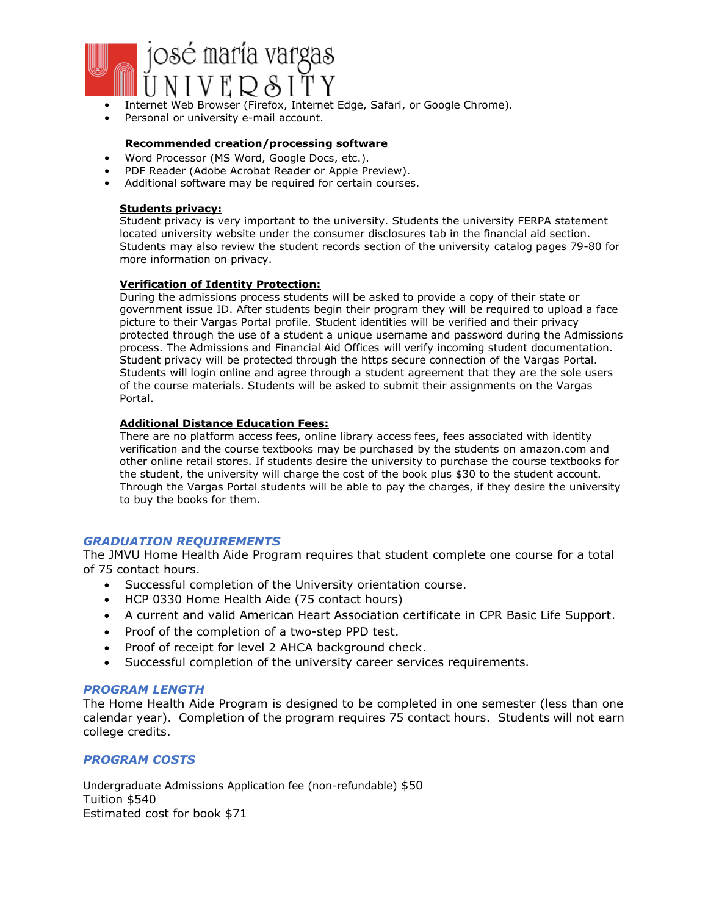- Internet Web Browser (Firefox, Internet Edge, Safari, or Google Chrome).
- Personal or university e-mail account.

**Recommended creation/processing software**

- Word Processor (MS Word, Google Docs, etc.).
- PDF Reader (Adobe Acrobat Reader or Apple Preview).
- Additional software may be required for certain courses.

**Students privacy:**

Student privacy is very important to the university. Students the university FERPA statement located university website under the consumer disclosures tab in the financial aid section. Students may also review the student records section of the university catalog pages 79-80 for more information on privacy.

**Verification of Identity Protection:**

During the admissions process students will be asked to provide a copy of their state or government issue ID. After students begin their program they will be required to upload a face picture to their Vargas Portal profile. Student identities will be verified and their privacy protected through the use of a student a unique username and password during the Admissions process. The Admissions and Financial Aid Offices will verify incoming student documentation. Student privacy will be protected through the https secure connection of the Vargas Portal. Students will login online and agree through a student agreement that they are the sole users of the course materials. Students will be asked to submit their assignments on the Vargas Portal.

**Additional Distance Education Fees:**

There are no platform access fees, online library access fees, fees associated with identity verification and the course textbooks may be purchased by the students on amazon.com and other online retail stores. If students desire the university to purchase the course textbooks for the student, the university will charge the cost of the book plus $30 to the student account. Through the Vargas Portal students will be able to pay the charges, if they desire the university to buy the books for them.

## *GRADUATION REQUIREMENTS*

The JMVU Home Health Aide Program requires that student complete one course for a total of 75 contact hours.

- Successful completion of the University orientation course.
- HCP 0330 Home Health Aide (75 contact hours)
- A current and valid American Heart Association certificate in CPR Basic Life Support.
- Proof of the completion of a two-step PPD test.
- Proof of receipt for level 2 AHCA background check.
- Successful completion of the university career services requirements.

## *PROGRAM LENGTH*

The Home Health Aide Program is designed to be completed in one semester (less than one calendar year). Completion of the program requires 75 contact hours. Students will not earn college credits.

## *PROGRAM COSTS*

Undergraduate Admissions Application fee (non-refundable) $50
Tuition $540
Estimated cost for book $71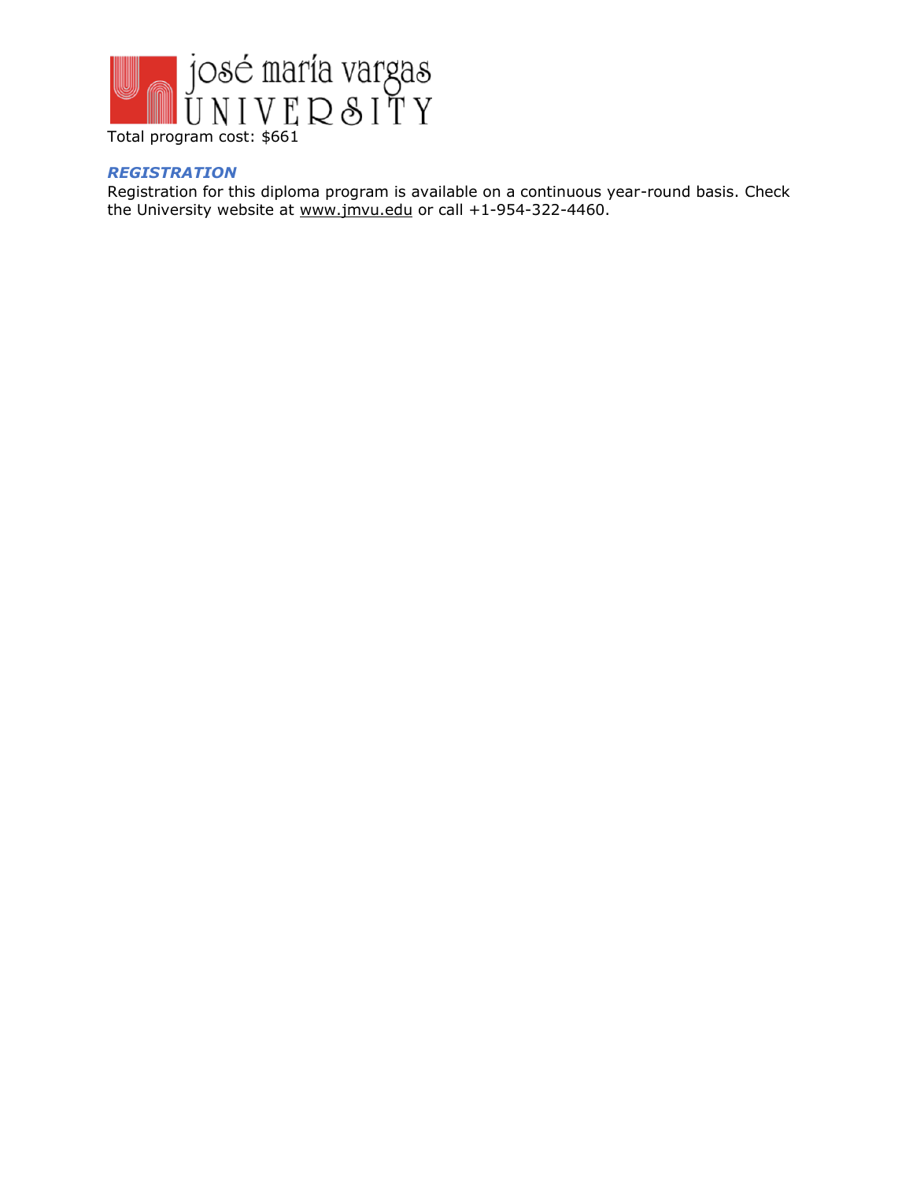josé maría vargas UNIVERSITY

Total program cost: $661

### *REGISTRATION*

Registration for this diploma program is available on a continuous year-round basis. Check the University website at www.jmvu.edu or call +1-954-322-4460.